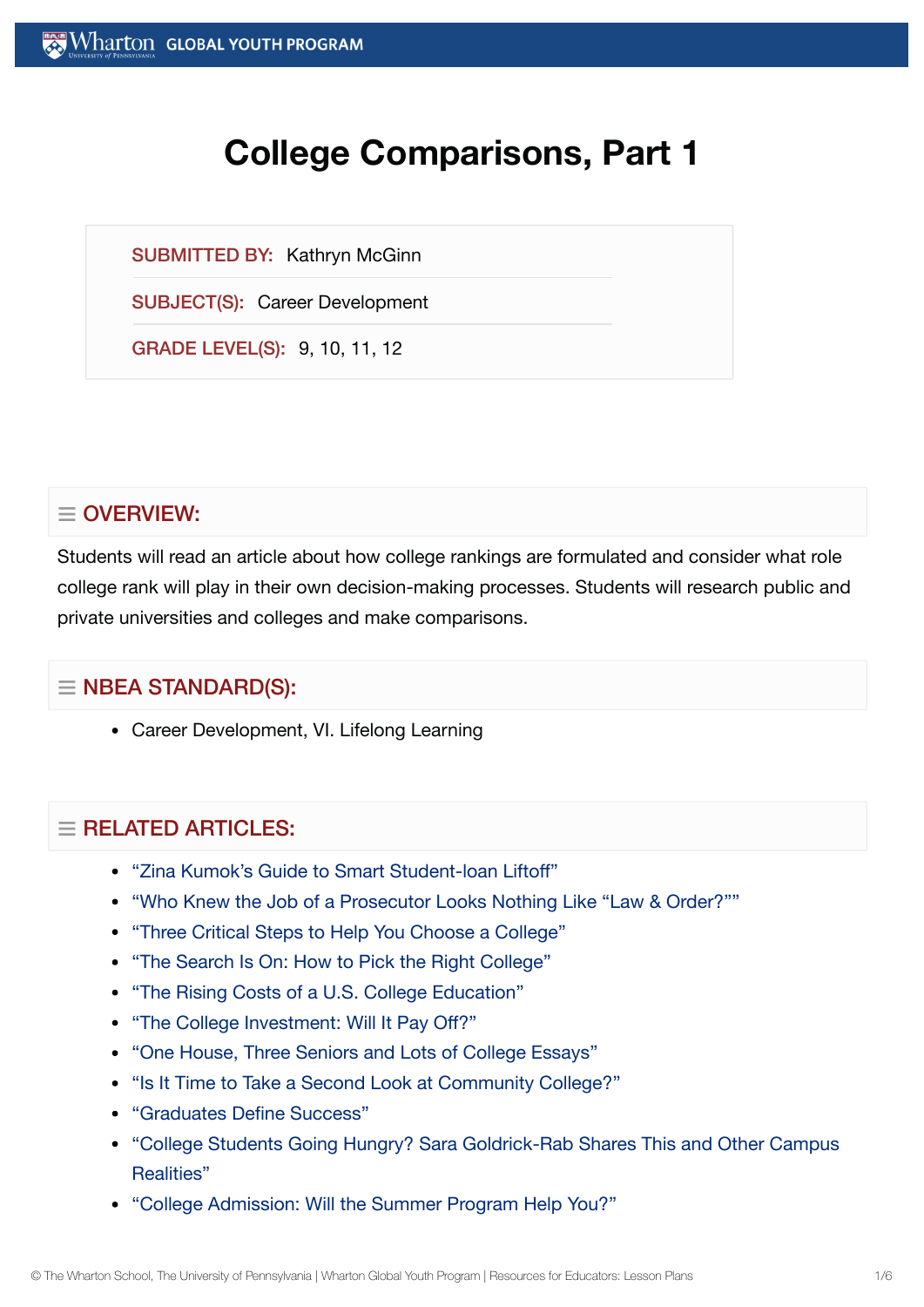# College Comparisons, Part 1

**SUBMITTED BY:** Kathryn McGinn

**SUBJECT(S):** Career Development

**GRADE LEVEL(S):** 9, 10, 11, 12

## OVERVIEW:

Students will read an article about how college rankings are formulated and consider what role college rank will play in their own decision-making processes. Students will research public and private universities and colleges and make comparisons.

## NBEA STANDARD(S):

- Career Development, VI. Lifelong Learning

## RELATED ARTICLES:

- "Zina Kumok's Guide to Smart Student-loan Liftoff"
- "Who Knew the Job of a Prosecutor Looks Nothing Like "Law & Order?""
- "Three Critical Steps to Help You Choose a College"
- "The Search Is On: How to Pick the Right College"
- "The Rising Costs of a U.S. College Education"
- "The College Investment: Will It Pay Off?"
- "One House, Three Seniors and Lots of College Essays"
- "Is It Time to Take a Second Look at Community College?"
- "Graduates Define Success"
- "College Students Going Hungry? Sara Goldrick-Rab Shares This and Other Campus Realities"
- "College Admission: Will the Summer Program Help You?"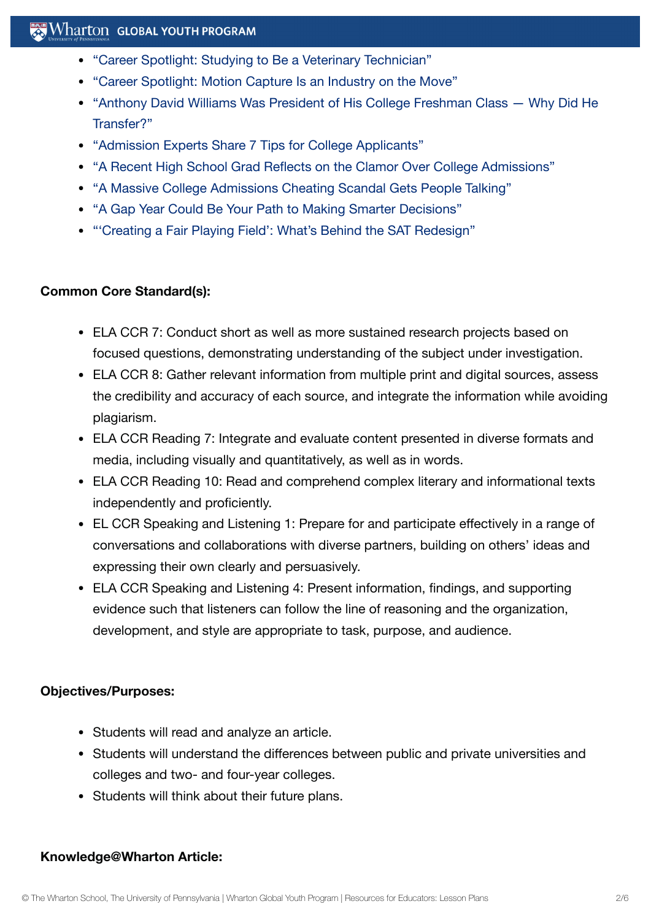- "Career Spotlight: Studying to Be a Veterinary Technician"
- "Career Spotlight: Motion Capture Is an Industry on the Move"
- "Anthony David Williams Was President of His College Freshman Class — Why Did He Transfer?"
- "Admission Experts Share 7 Tips for College Applicants"
- "A Recent High School Grad Reflects on the Clamor Over College Admissions"
- "A Massive College Admissions Cheating Scandal Gets People Talking"
- "A Gap Year Could Be Your Path to Making Smarter Decisions"
- "'Creating a Fair Playing Field': What's Behind the SAT Redesign"

**Common Core Standard(s):**

- ELA CCR 7: Conduct short as well as more sustained research projects based on focused questions, demonstrating understanding of the subject under investigation.
- ELA CCR 8: Gather relevant information from multiple print and digital sources, assess the credibility and accuracy of each source, and integrate the information while avoiding plagiarism.
- ELA CCR Reading 7: Integrate and evaluate content presented in diverse formats and media, including visually and quantitatively, as well as in words.
- ELA CCR Reading 10: Read and comprehend complex literary and informational texts independently and proficiently.
- EL CCR Speaking and Listening 1: Prepare for and participate effectively in a range of conversations and collaborations with diverse partners, building on others' ideas and expressing their own clearly and persuasively.
- ELA CCR Speaking and Listening 4: Present information, findings, and supporting evidence such that listeners can follow the line of reasoning and the organization, development, and style are appropriate to task, purpose, and audience.

**Objectives/Purposes:**

- Students will read and analyze an article.
- Students will understand the differences between public and private universities and colleges and two- and four-year colleges.
- Students will think about their future plans.

**Knowledge@Wharton Article:**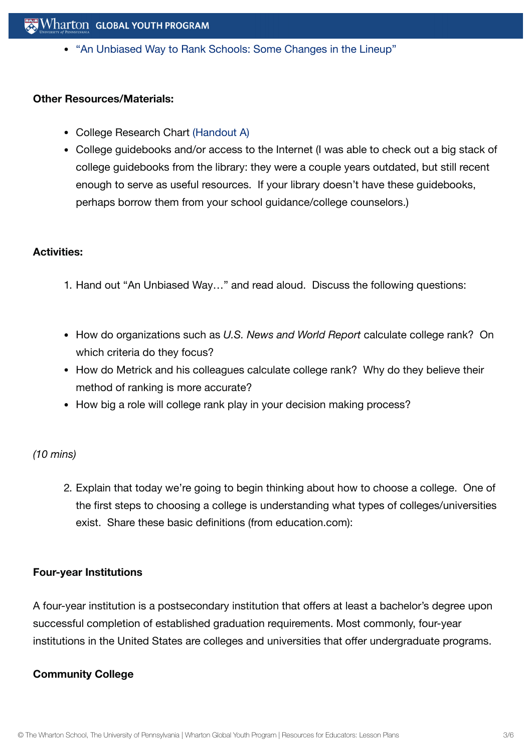- "An Unbiased Way to Rank Schools: Some Changes in the Lineup"

**Other Resources/Materials:**

- College Research Chart (Handout A)
- College guidebooks and/or access to the Internet (I was able to check out a big stack of college guidebooks from the library: they were a couple years outdated, but still recent enough to serve as useful resources. If your library doesn't have these guidebooks, perhaps borrow them from your school guidance/college counselors.)

**Activities:**

1. Hand out "An Unbiased Way…" and read aloud. Discuss the following questions:

- How do organizations such as *U.S. News and World Report* calculate college rank? On which criteria do they focus?
- How do Metrick and his colleagues calculate college rank? Why do they believe their method of ranking is more accurate?
- How big a role will college rank play in your decision making process?

*(10 mins)*

2. Explain that today we're going to begin thinking about how to choose a college. One of the first steps to choosing a college is understanding what types of colleges/universities exist. Share these basic definitions (from education.com):

**Four-year Institutions**

A four-year institution is a postsecondary institution that offers at least a bachelor's degree upon successful completion of established graduation requirements. Most commonly, four-year institutions in the United States are colleges and universities that offer undergraduate programs.

**Community College**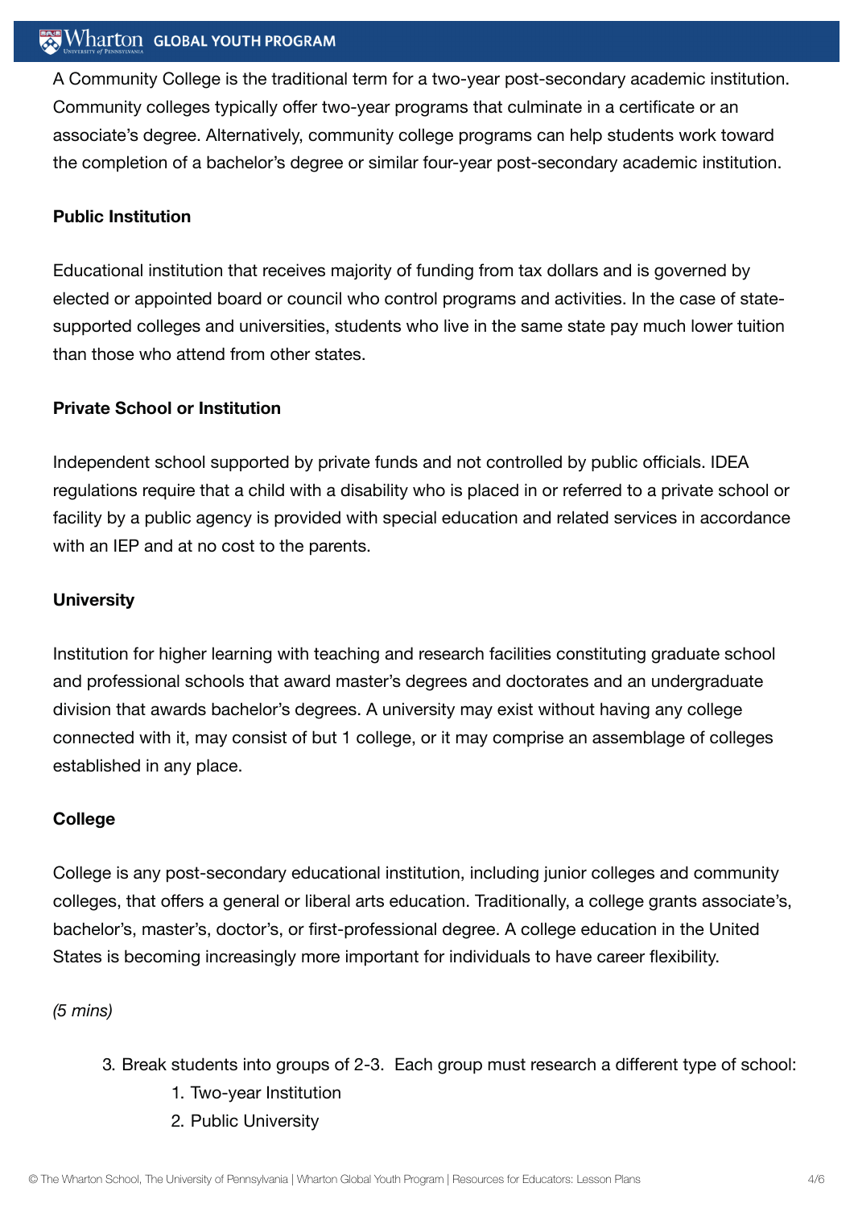A Community College is the traditional term for a two-year post-secondary academic institution. Community colleges typically offer two-year programs that culminate in a certificate or an associate's degree. Alternatively, community college programs can help students work toward the completion of a bachelor's degree or similar four-year post-secondary academic institution.

**Public Institution**

Educational institution that receives majority of funding from tax dollars and is governed by elected or appointed board or council who control programs and activities. In the case of state-supported colleges and universities, students who live in the same state pay much lower tuition than those who attend from other states.

**Private School or Institution**

Independent school supported by private funds and not controlled by public officials. IDEA regulations require that a child with a disability who is placed in or referred to a private school or facility by a public agency is provided with special education and related services in accordance with an IEP and at no cost to the parents.

**University**

Institution for higher learning with teaching and research facilities constituting graduate school and professional schools that award master's degrees and doctorates and an undergraduate division that awards bachelor's degrees. A university may exist without having any college connected with it, may consist of but 1 college, or it may comprise an assemblage of colleges established in any place.

**College**

College is any post-secondary educational institution, including junior colleges and community colleges, that offers a general or liberal arts education. Traditionally, a college grants associate's, bachelor's, master's, doctor's, or first-professional degree. A college education in the United States is becoming increasingly more important for individuals to have career flexibility.

*(5 mins)*

3. Break students into groups of 2-3. Each group must research a different type of school:
    1. Two-year Institution
    2. Public University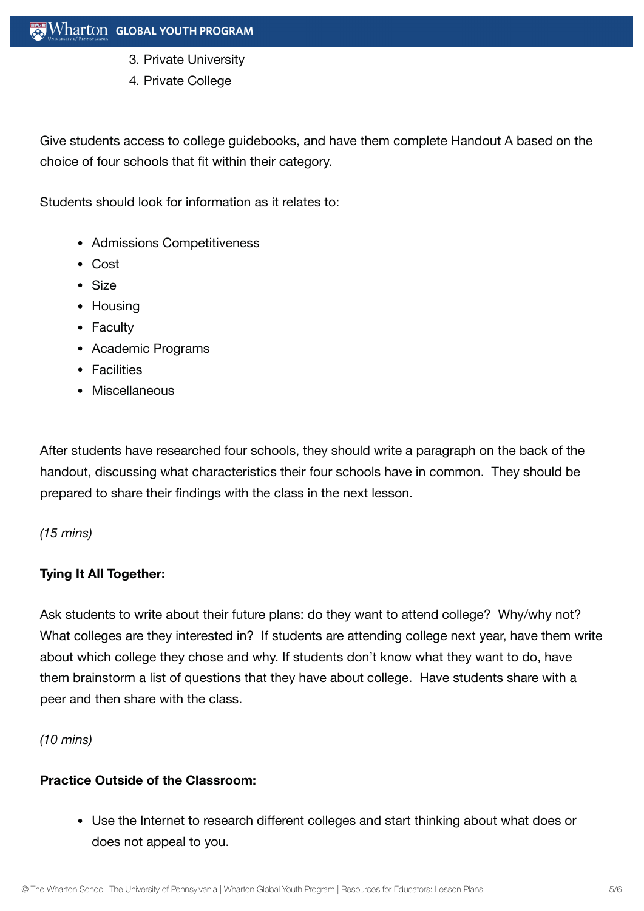3. Private University
4. Private College

Give students access to college guidebooks, and have them complete Handout A based on the choice of four schools that fit within their category.

Students should look for information as it relates to:

- Admissions Competitiveness
- Cost
- Size
- Housing
- Faculty
- Academic Programs
- Facilities
- Miscellaneous

After students have researched four schools, they should write a paragraph on the back of the handout, discussing what characteristics their four schools have in common. They should be prepared to share their findings with the class in the next lesson.

*(15 mins)*

**Tying It All Together:**

Ask students to write about their future plans: do they want to attend college? Why/why not? What colleges are they interested in? If students are attending college next year, have them write about which college they chose and why. If students don't know what they want to do, have them brainstorm a list of questions that they have about college. Have students share with a peer and then share with the class.

*(10 mins)*

**Practice Outside of the Classroom:**

- Use the Internet to research different colleges and start thinking about what does or does not appeal to you.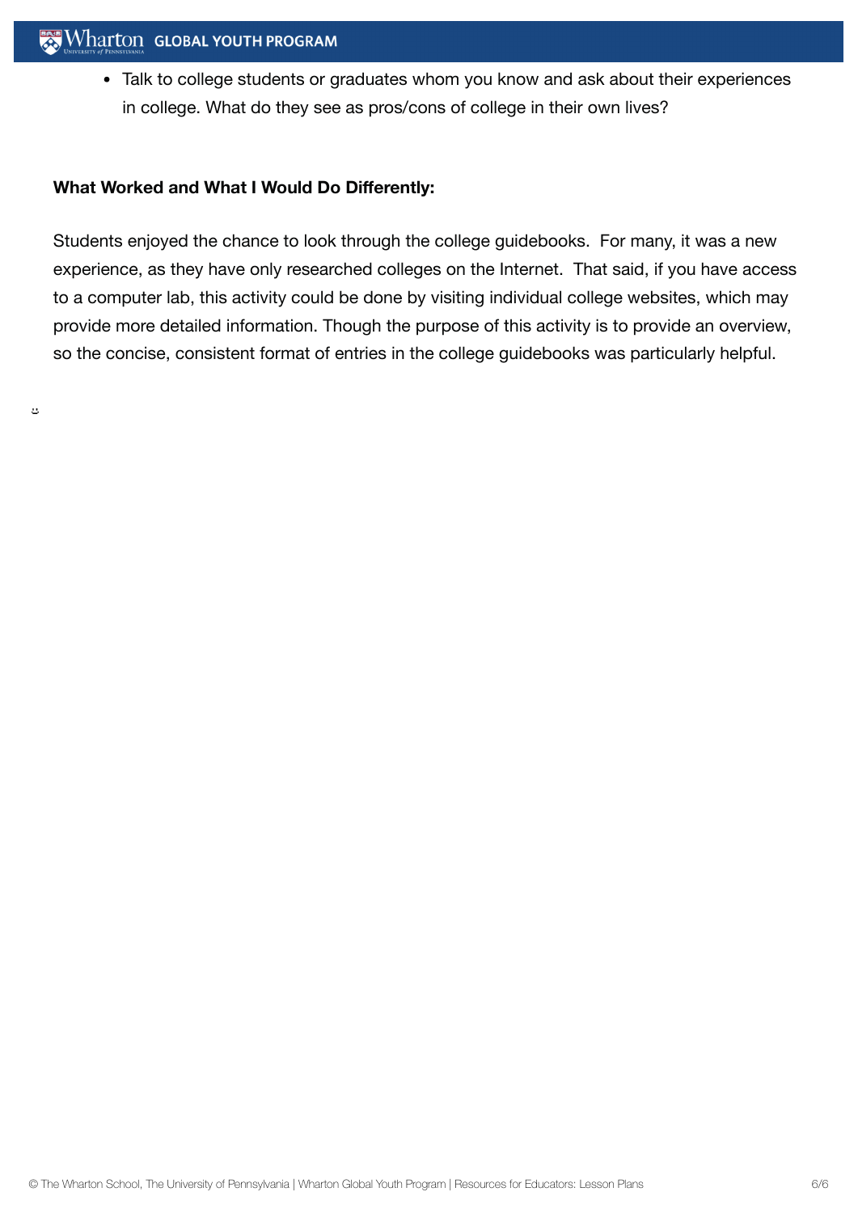- Talk to college students or graduates whom you know and ask about their experiences in college. What do they see as pros/cons of college in their own lives?

**What Worked and What I Would Do Differently:**

Students enjoyed the chance to look through the college guidebooks. For many, it was a new experience, as they have only researched colleges on the Internet. That said, if you have access to a computer lab, this activity could be done by visiting individual college websites, which may provide more detailed information. Though the purpose of this activity is to provide an overview, so the concise, consistent format of entries in the college guidebooks was particularly helpful.